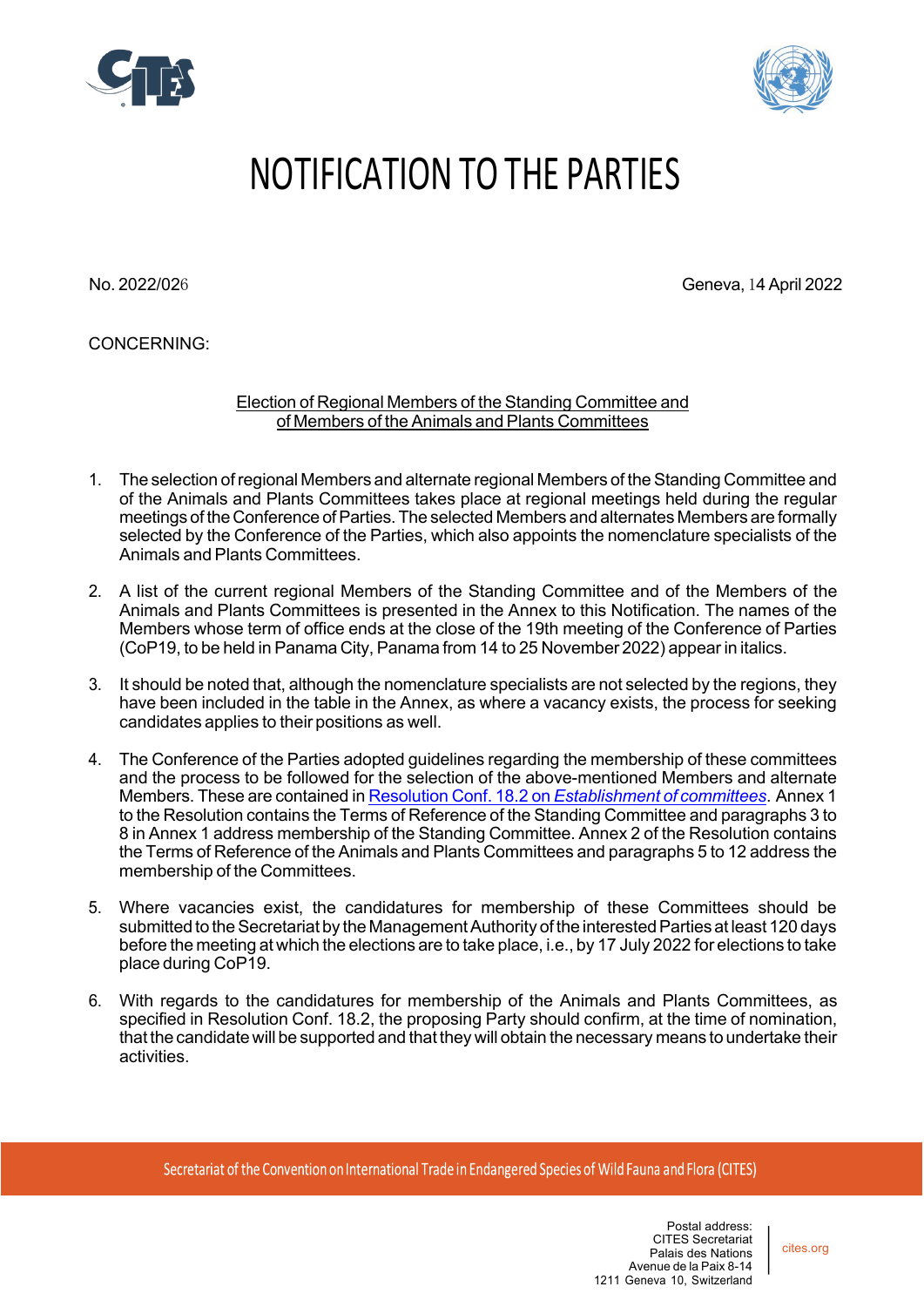# NOTIFICATION TO THE PARTIES

No. 2022/026

Geneva, 14 April 2022

CONCERNING:

Election of Regional Members of the Standing Committee and of Members of the Animals and Plants Committees

1. The selection of regional Members and alternate regional Members of the Standing Committee and of the Animals and Plants Committees takes place at regional meetings held during the regular meetings of the Conference of Parties. The selected Members and alternates Members are formally selected by the Conference of the Parties, which also appoints the nomenclature specialists of the Animals and Plants Committees.

2. A list of the current regional Members of the Standing Committee and of the Members of the Animals and Plants Committees is presented in the Annex to this Notification. The names of the Members whose term of office ends at the close of the 19th meeting of the Conference of Parties (CoP19, to be held in Panama City, Panama from 14 to 25 November 2022) appear in italics.

3. It should be noted that, although the nomenclature specialists are not selected by the regions, they have been included in the table in the Annex, as where a vacancy exists, the process for seeking candidates applies to their positions as well.

4. The Conference of the Parties adopted guidelines regarding the membership of these committees and the process to be followed for the selection of the above-mentioned Members and alternate Members. These are contained in Resolution Conf. 18.2 on *Establishment of committees*. Annex 1 to the Resolution contains the Terms of Reference of the Standing Committee and paragraphs 3 to 8 in Annex 1 address membership of the Standing Committee. Annex 2 of the Resolution contains the Terms of Reference of the Animals and Plants Committees and paragraphs 5 to 12 address the membership of the Committees.

5. Where vacancies exist, the candidatures for membership of these Committees should be submitted to the Secretariat by the Management Authority of the interested Parties at least 120 days before the meeting at which the elections are to take place, i.e., by 17 July 2022 for elections to take place during CoP19.

6. With regards to the candidatures for membership of the Animals and Plants Committees, as specified in Resolution Conf. 18.2, the proposing Party should confirm, at the time of nomination, that the candidate will be supported and that they will obtain the necessary means to undertake their activities.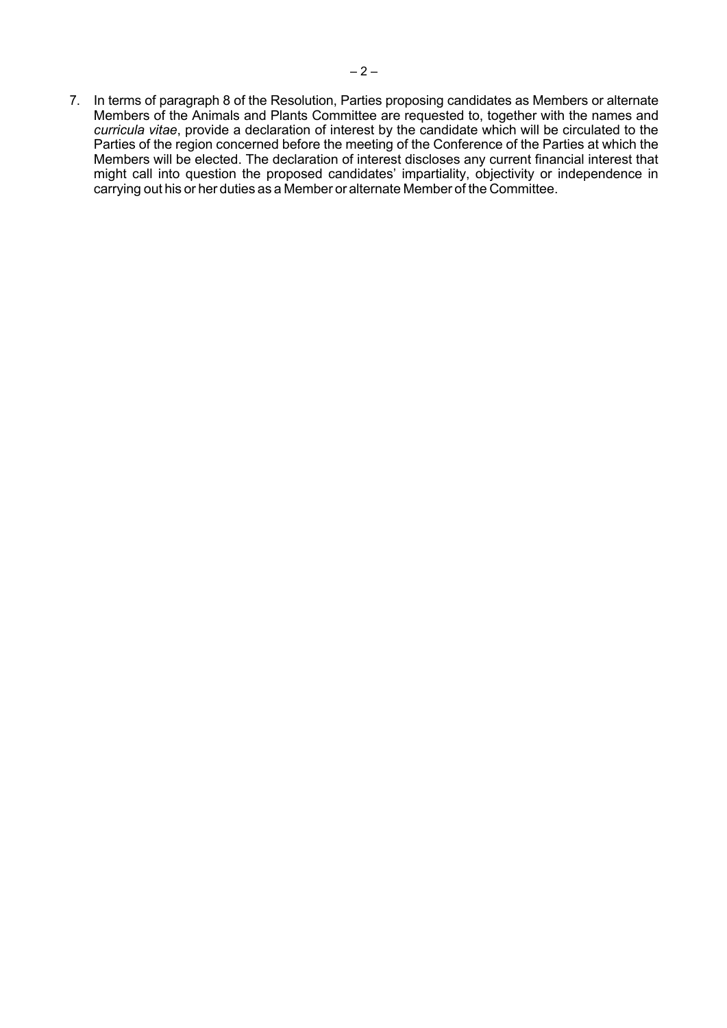7. In terms of paragraph 8 of the Resolution, Parties proposing candidates as Members or alternate Members of the Animals and Plants Committee are requested to, together with the names and *curricula vitae*, provide a declaration of interest by the candidate which will be circulated to the Parties of the region concerned before the meeting of the Conference of the Parties at which the Members will be elected. The declaration of interest discloses any current financial interest that might call into question the proposed candidates' impartiality, objectivity or independence in carrying out his or her duties as a Member or alternate Member of the Committee.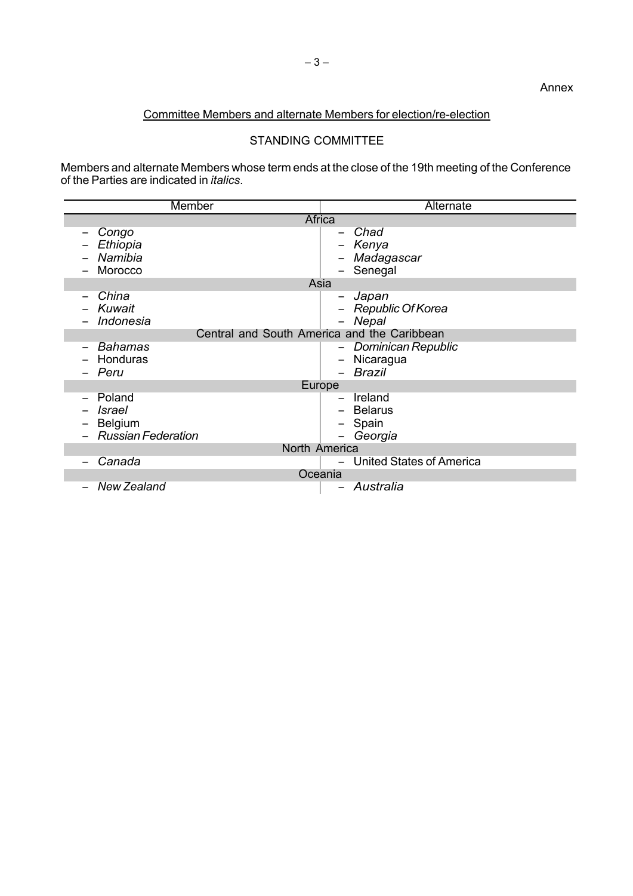Annex

Committee Members and alternate Members for election/re-election

STANDING COMMITTEE

Members and alternate Members whose term ends at the close of the 19th meeting of the Conference of the Parties are indicated in *italics*.

| Member | Alternate |
| --- | --- |
| **Africa** | |
| – *Congo* | – *Chad* |
| – *Ethiopia* | – *Kenya* |
| – *Namibia* | – *Madagascar* |
| – Morocco | – Senegal |
| **Asia** | |
| – *China* | – *Japan* |
| – *Kuwait* | – *Republic Of Korea* |
| – *Indonesia* | – *Nepal* |
| **Central and South America and the Caribbean** | |
| – *Bahamas* | – *Dominican Republic* |
| – Honduras | – Nicaragua |
| – *Peru* | – *Brazil* |
| **Europe** | |
| – Poland | – Ireland |
| – *Israel* | – Belarus |
| – Belgium | – Spain |
| – *Russian Federation* | – *Georgia* |
| **North America** | |
| – *Canada* | – United States of America |
| **Oceania** | |
| – *New Zealand* | – *Australia* |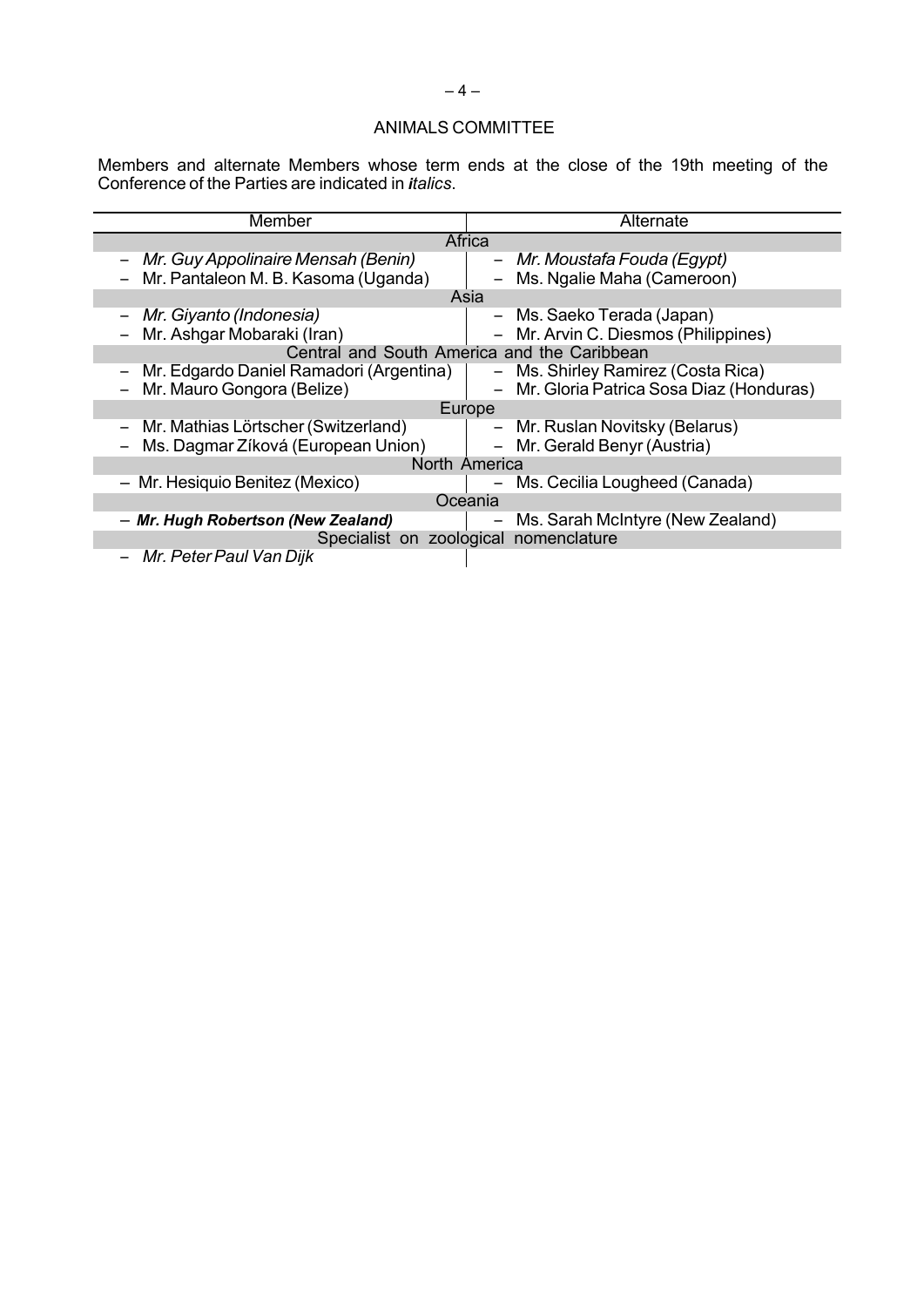## ANIMALS COMMITTEE

Members and alternate Members whose term ends at the close of the 19th meeting of the Conference of the Parties are indicated in *italics*.

| Member | Alternate |
|---|---|
| **Africa** | |
| – *Mr. Guy Appolinaire Mensah (Benin)* | – *Mr. Moustafa Fouda (Egypt)* |
| – Mr. Pantaleon M. B. Kasoma (Uganda) | – Ms. Ngalie Maha (Cameroon) |
| **Asia** | |
| – *Mr. Giyanto (Indonesia)* | – Ms. Saeko Terada (Japan) |
| – Mr. Ashgar Mobaraki (Iran) | – Mr. Arvin C. Diesmos (Philippines) |
| **Central and South America and the Caribbean** | |
| – Mr. Edgardo Daniel Ramadori (Argentina) | – Ms. Shirley Ramirez (Costa Rica) |
| – Mr. Mauro Gongora (Belize) | – Mr. Gloria Patrica Sosa Diaz (Honduras) |
| **Europe** | |
| – Mr. Mathias Lörtscher (Switzerland) | – Mr. Ruslan Novitsky (Belarus) |
| – Ms. Dagmar Zíková (European Union) | – Mr. Gerald Benyr (Austria) |
| **North America** | |
| – Mr. Hesiquio Benitez (Mexico) | – Ms. Cecilia Lougheed (Canada) |
| **Oceania** | |
| – ***Mr. Hugh Robertson (New Zealand)*** | – Ms. Sarah McIntyre (New Zealand) |
| **Specialist on zoological nomenclature** | |
| – *Mr. Peter Paul Van Dijk* | |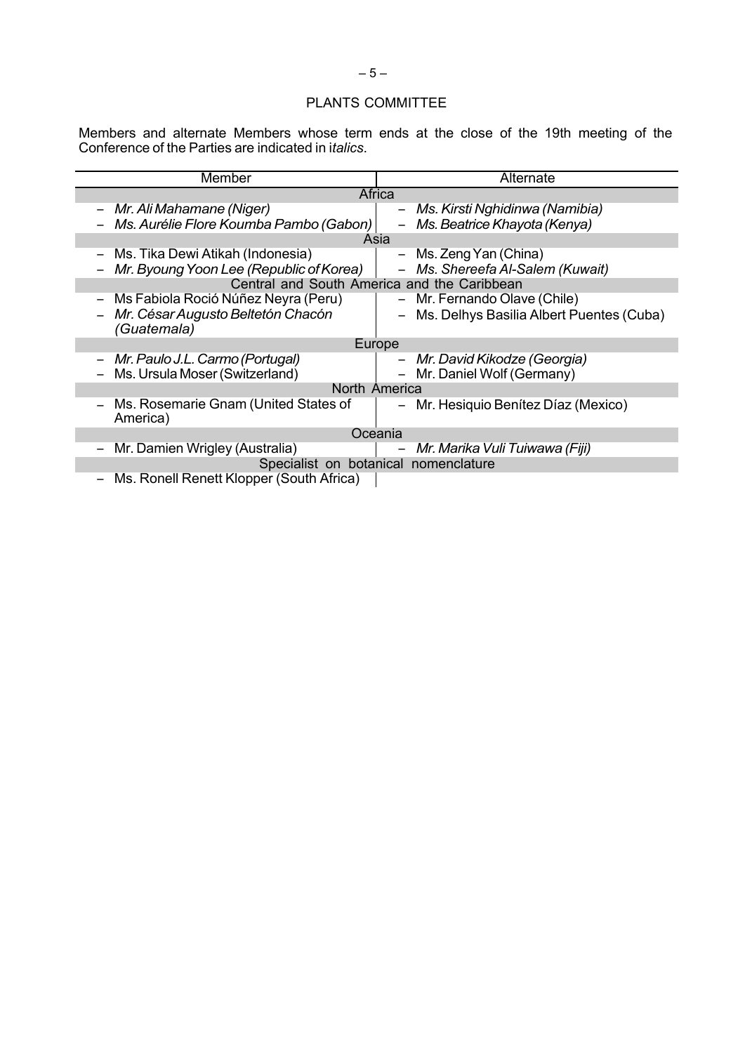## PLANTS COMMITTEE

Members and alternate Members whose term ends at the close of the 19th meeting of the Conference of the Parties are indicated in i*talics*.

| Member | Alternate |
|---|---|
| **Africa** | |
| – *Mr. Ali Mahamane (Niger)* | – *Ms. Kirsti Nghidinwa (Namibia)* |
| – *Ms. Aurélie Flore Koumba Pambo (Gabon)* | – *Ms. Beatrice Khayota (Kenya)* |
| **Asia** | |
| – Ms. Tika Dewi Atikah (Indonesia) | – Ms. Zeng Yan (China) |
| – *Mr. Byoung Yoon Lee (Republic of Korea)* | – *Ms. Shereefa Al-Salem (Kuwait)* |
| **Central and South America and the Caribbean** | |
| – Ms Fabiola Roció Núñez Neyra (Peru) | – Mr. Fernando Olave (Chile) |
| – *Mr. César Augusto Beltetón Chacón (Guatemala)* | – Ms. Delhys Basilia Albert Puentes (Cuba) |
| **Europe** | |
| – *Mr. Paulo J.L. Carmo (Portugal)* | – *Mr. David Kikodze (Georgia)* |
| – Ms. Ursula Moser (Switzerland) | – Mr. Daniel Wolf (Germany) |
| **North America** | |
| – Ms. Rosemarie Gnam (United States of America) | – Mr. Hesiquio Benítez Díaz (Mexico) |
| **Oceania** | |
| – Mr. Damien Wrigley (Australia) | – *Mr. Marika Vuli Tuiwawa (Fiji)* |
| **Specialist on botanical nomenclature** | |
| – Ms. Ronell Renett Klopper (South Africa) | |